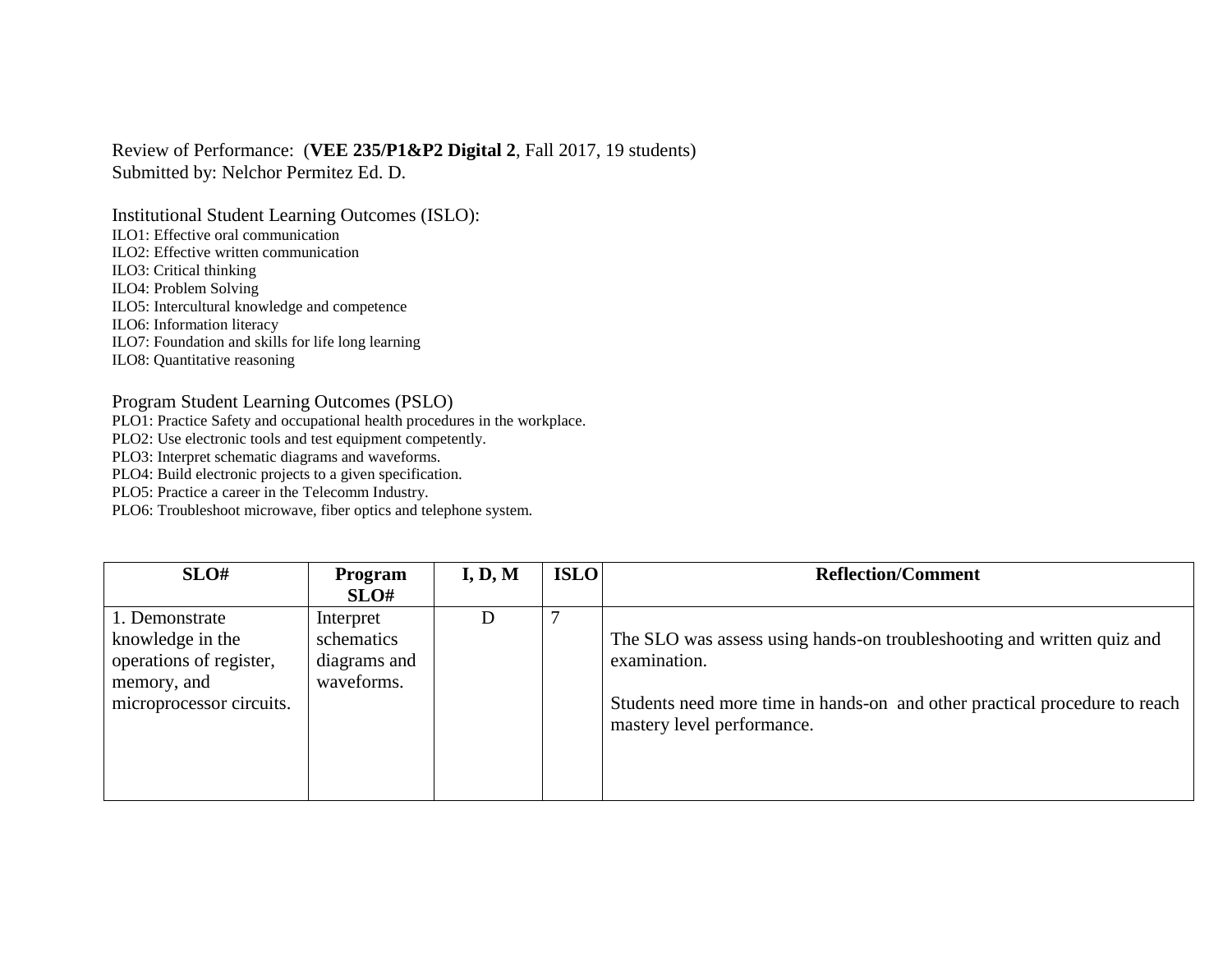Review of Performance: (**VEE 235/P1&P2 Digital 2**, Fall 2017, 19 students)
Submitted by: Nelchor Permitez Ed. D.

Institutional Student Learning Outcomes (ISLO):
ILO1: Effective oral communication
ILO2: Effective written communication
ILO3: Critical thinking
ILO4: Problem Solving
ILO5: Intercultural knowledge and competence
ILO6: Information literacy
ILO7: Foundation and skills for life long learning
ILO8: Quantitative reasoning

Program Student Learning Outcomes (PSLO)
PLO1: Practice Safety and occupational health procedures in the workplace.
PLO2: Use electronic tools and test equipment competently.
PLO3: Interpret schematic diagrams and waveforms.
PLO4: Build electronic projects to a given specification.
PLO5: Practice a career in the Telecomm Industry.
PLO6: Troubleshoot microwave, fiber optics and telephone system.

| SLO# | Program SLO# | I, D, M | ISLO | Reflection/Comment |
|---|---|---|---|---|
| 1. Demonstrate knowledge in the operations of register, memory, and microprocessor circuits. | Interpret schematics diagrams and waveforms. | D | 7 | The SLO was assess using hands-on troubleshooting and written quiz and examination.<br><br>Students need more time in hands-on and other practical procedure to reach mastery level performance. |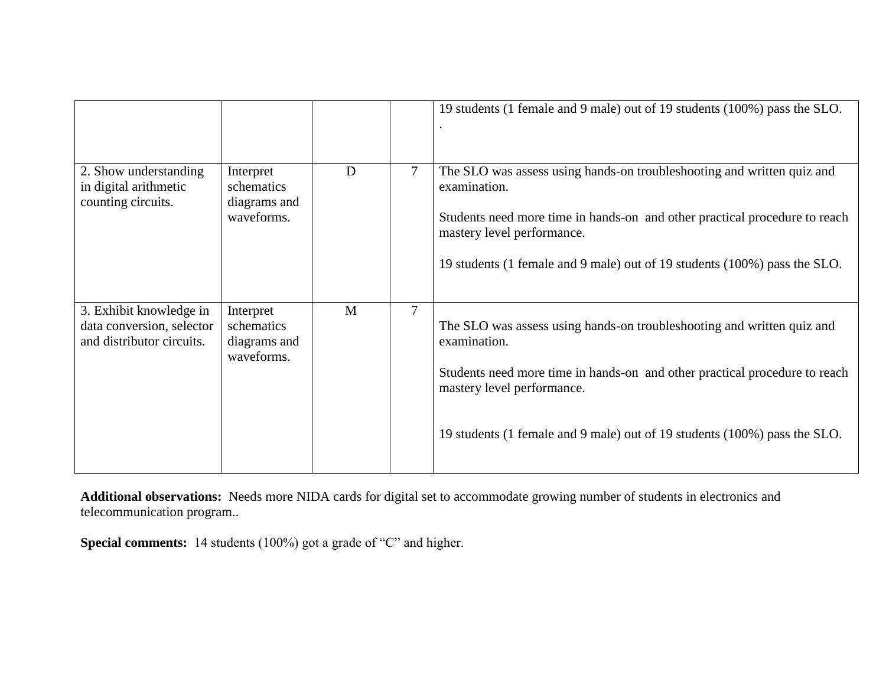| | | | | |
|---|---|---|---|---|
| | | | | 19 students (1 female and 9 male) out of 19 students (100%) pass the SLO.<br>. |
| 2. Show understanding in digital arithmetic counting circuits. | Interpret schematics diagrams and waveforms. | D | 7 | The SLO was assess using hands-on troubleshooting and written quiz and examination.<br><br>Students need more time in hands-on and other practical procedure to reach mastery level performance.<br><br>19 students (1 female and 9 male) out of 19 students (100%) pass the SLO. |
| 3. Exhibit knowledge in data conversion, selector and distributor circuits. | Interpret schematics diagrams and waveforms. | M | 7 | The SLO was assess using hands-on troubleshooting and written quiz and examination.<br><br>Students need more time in hands-on and other practical procedure to reach mastery level performance.<br><br>19 students (1 female and 9 male) out of 19 students (100%) pass the SLO. |

**Additional observations:** Needs more NIDA cards for digital set to accommodate growing number of students in electronics and telecommunication program..

**Special comments:** 14 students (100%) got a grade of "C" and higher.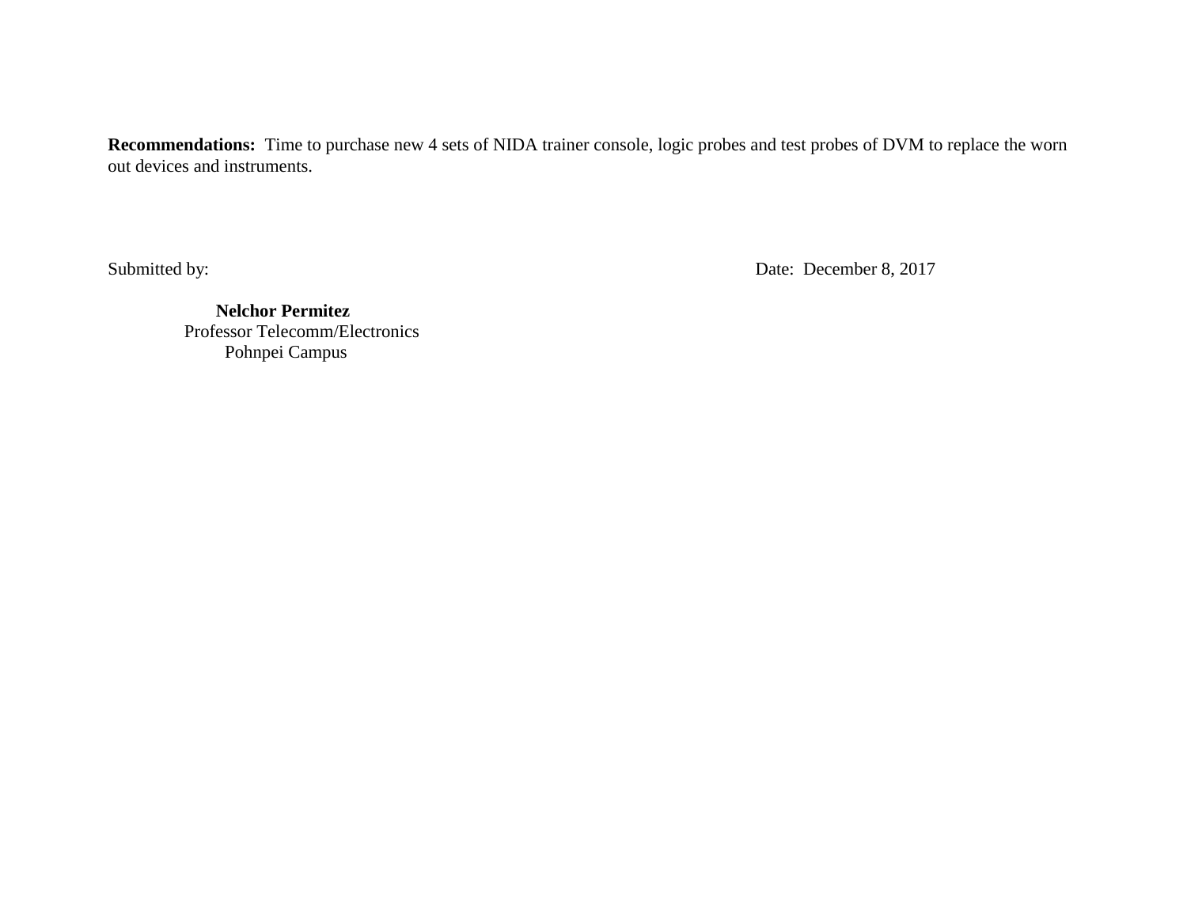**Recommendations:** Time to purchase new 4 sets of NIDA trainer console, logic probes and test probes of DVM to replace the worn out devices and instruments.

Submitted by: Date: December 8, 2017

**Nelchor Permitez**
Professor Telecomm/Electronics
Pohnpei Campus